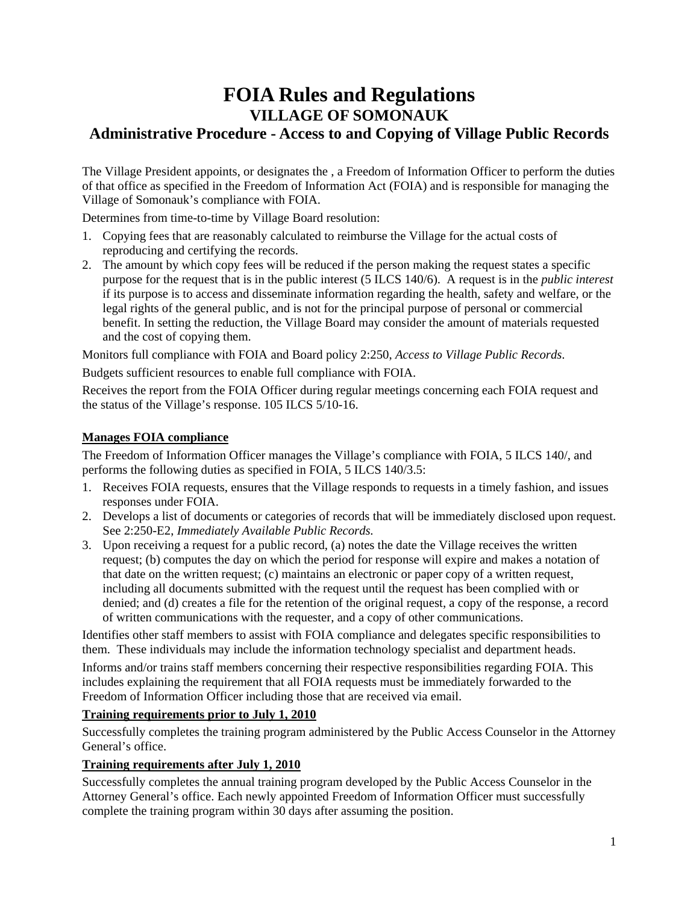# FOIA Rules and Regulations

## VILLAGE OF SOMONAUK

## Administrative Procedure - Access to and Copying of Village Public Records

The Village President appoints, or designates the , a Freedom of Information Officer to perform the duties of that office as specified in the Freedom of Information Act (FOIA) and is responsible for managing the Village of Somonauk's compliance with FOIA.

Determines from time-to-time by Village Board resolution:

1. Copying fees that are reasonably calculated to reimburse the Village for the actual costs of reproducing and certifying the records.
2. The amount by which copy fees will be reduced if the person making the request states a specific purpose for the request that is in the public interest (5 ILCS 140/6). A request is in the *public interest* if its purpose is to access and disseminate information regarding the health, safety and welfare, or the legal rights of the general public, and is not for the principal purpose of personal or commercial benefit. In setting the reduction, the Village Board may consider the amount of materials requested and the cost of copying them.

Monitors full compliance with FOIA and Board policy 2:250, *Access to Village Public Records*.

Budgets sufficient resources to enable full compliance with FOIA.

Receives the report from the FOIA Officer during regular meetings concerning each FOIA request and the status of the Village's response. 105 ILCS 5/10-16.

**Manages FOIA compliance**

The Freedom of Information Officer manages the Village's compliance with FOIA, 5 ILCS 140/, and performs the following duties as specified in FOIA, 5 ILCS 140/3.5:

1. Receives FOIA requests, ensures that the Village responds to requests in a timely fashion, and issues responses under FOIA.
2. Develops a list of documents or categories of records that will be immediately disclosed upon request. See 2:250-E2, *Immediately Available Public Records.*
3. Upon receiving a request for a public record, (a) notes the date the Village receives the written request; (b) computes the day on which the period for response will expire and makes a notation of that date on the written request; (c) maintains an electronic or paper copy of a written request, including all documents submitted with the request until the request has been complied with or denied; and (d) creates a file for the retention of the original request, a copy of the response, a record of written communications with the requester, and a copy of other communications.

Identifies other staff members to assist with FOIA compliance and delegates specific responsibilities to them. These individuals may include the information technology specialist and department heads.

Informs and/or trains staff members concerning their respective responsibilities regarding FOIA. This includes explaining the requirement that all FOIA requests must be immediately forwarded to the Freedom of Information Officer including those that are received via email.

**Training requirements prior to July 1, 2010**

Successfully completes the training program administered by the Public Access Counselor in the Attorney General's office.

**Training requirements after July 1, 2010**

Successfully completes the annual training program developed by the Public Access Counselor in the Attorney General's office. Each newly appointed Freedom of Information Officer must successfully complete the training program within 30 days after assuming the position.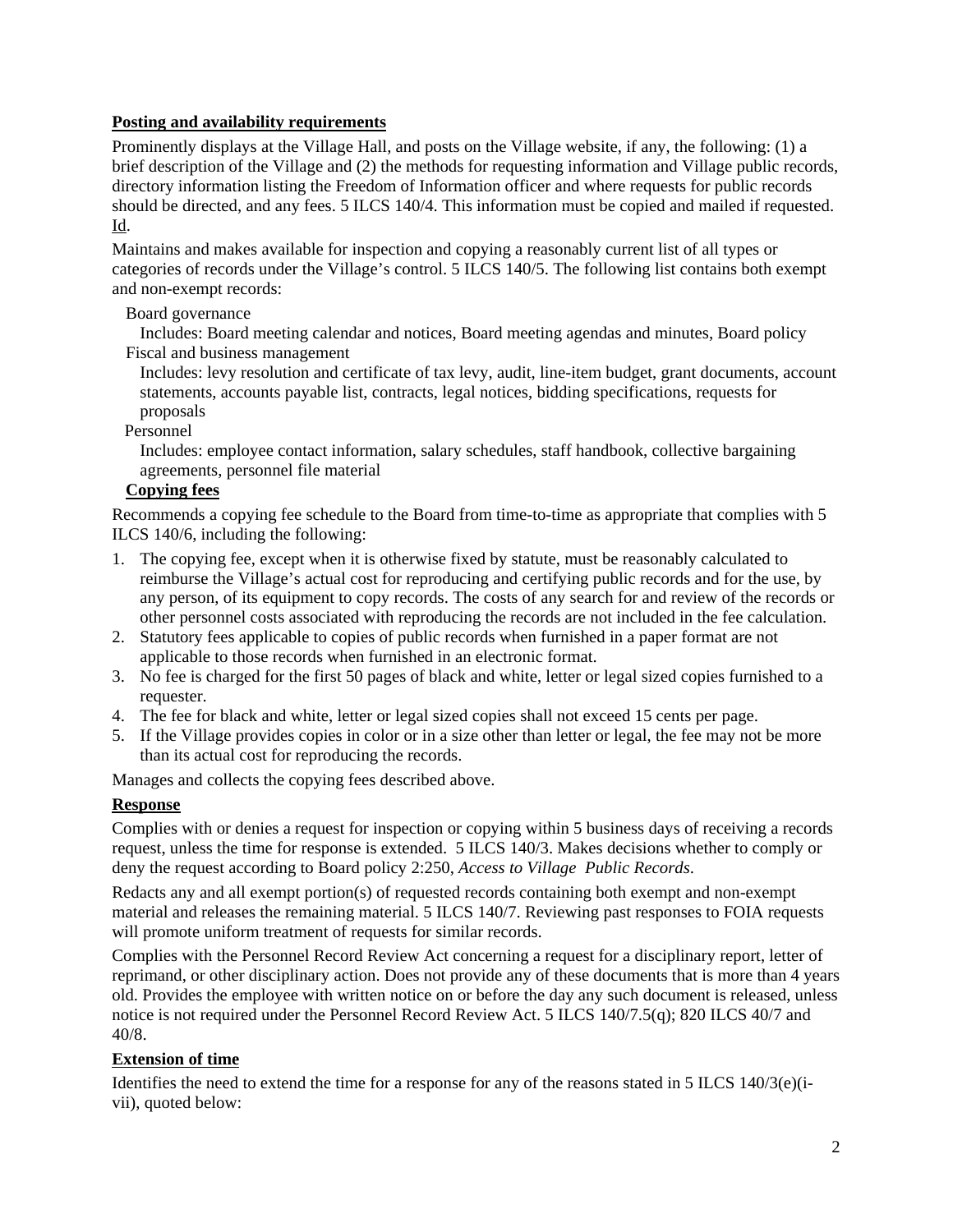**Posting and availability requirements**

Prominently displays at the Village Hall, and posts on the Village website, if any, the following: (1) a brief description of the Village and (2) the methods for requesting information and Village public records, directory information listing the Freedom of Information officer and where requests for public records should be directed, and any fees. 5 ILCS 140/4. This information must be copied and mailed if requested. Id.

Maintains and makes available for inspection and copying a reasonably current list of all types or categories of records under the Village's control. 5 ILCS 140/5. The following list contains both exempt and non-exempt records:

- Board governance
  - Includes: Board meeting calendar and notices, Board meeting agendas and minutes, Board policy
- Fiscal and business management
  - Includes: levy resolution and certificate of tax levy, audit, line-item budget, grant documents, account statements, accounts payable list, contracts, legal notices, bidding specifications, requests for proposals
- Personnel
  - Includes: employee contact information, salary schedules, staff handbook, collective bargaining agreements, personnel file material

**Copying fees**

Recommends a copying fee schedule to the Board from time-to-time as appropriate that complies with 5 ILCS 140/6, including the following:

1. The copying fee, except when it is otherwise fixed by statute, must be reasonably calculated to reimburse the Village's actual cost for reproducing and certifying public records and for the use, by any person, of its equipment to copy records. The costs of any search for and review of the records or other personnel costs associated with reproducing the records are not included in the fee calculation.
2. Statutory fees applicable to copies of public records when furnished in a paper format are not applicable to those records when furnished in an electronic format.
3. No fee is charged for the first 50 pages of black and white, letter or legal sized copies furnished to a requester.
4. The fee for black and white, letter or legal sized copies shall not exceed 15 cents per page.
5. If the Village provides copies in color or in a size other than letter or legal, the fee may not be more than its actual cost for reproducing the records.

Manages and collects the copying fees described above.

**Response**

Complies with or denies a request for inspection or copying within 5 business days of receiving a records request, unless the time for response is extended. 5 ILCS 140/3. Makes decisions whether to comply or deny the request according to Board policy 2:250, *Access to Village Public Records*.

Redacts any and all exempt portion(s) of requested records containing both exempt and non-exempt material and releases the remaining material. 5 ILCS 140/7. Reviewing past responses to FOIA requests will promote uniform treatment of requests for similar records.

Complies with the Personnel Record Review Act concerning a request for a disciplinary report, letter of reprimand, or other disciplinary action. Does not provide any of these documents that is more than 4 years old. Provides the employee with written notice on or before the day any such document is released, unless notice is not required under the Personnel Record Review Act. 5 ILCS 140/7.5(q); 820 ILCS 40/7 and 40/8.

**Extension of time**

Identifies the need to extend the time for a response for any of the reasons stated in 5 ILCS 140/3(e)(i-vii), quoted below: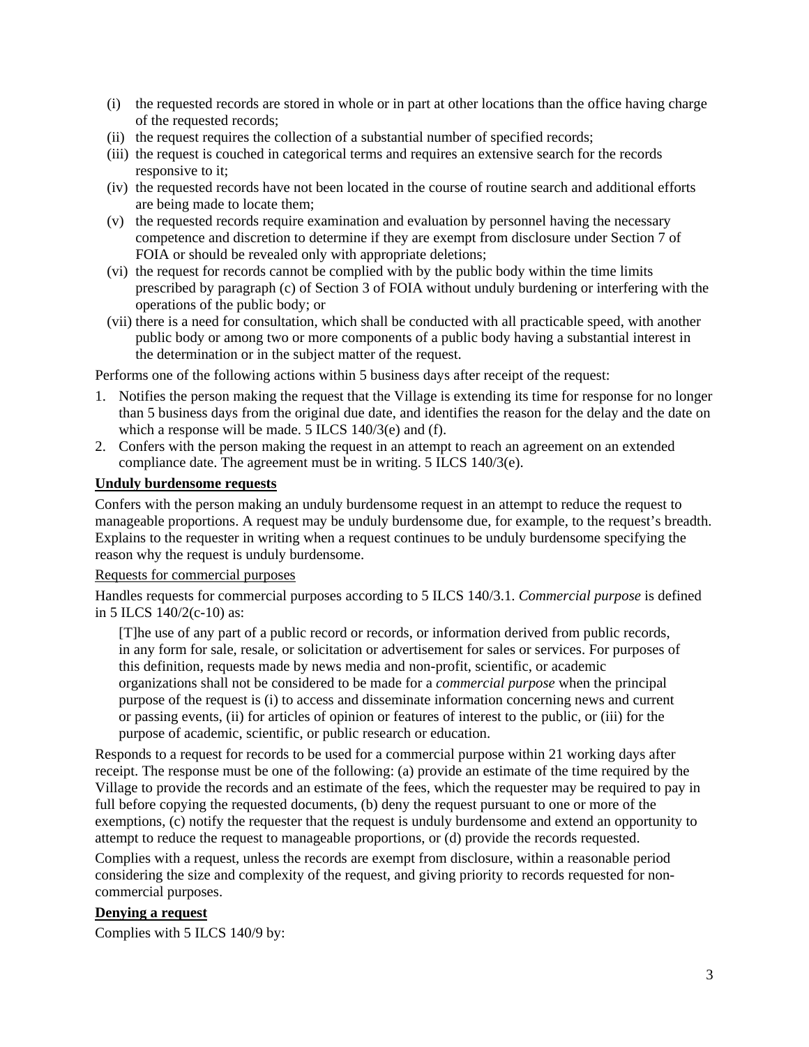(i) the requested records are stored in whole or in part at other locations than the office having charge of the requested records;
(ii) the request requires the collection of a substantial number of specified records;
(iii) the request is couched in categorical terms and requires an extensive search for the records responsive to it;
(iv) the requested records have not been located in the course of routine search and additional efforts are being made to locate them;
(v) the requested records require examination and evaluation by personnel having the necessary competence and discretion to determine if they are exempt from disclosure under Section 7 of FOIA or should be revealed only with appropriate deletions;
(vi) the request for records cannot be complied with by the public body within the time limits prescribed by paragraph (c) of Section 3 of FOIA without unduly burdening or interfering with the operations of the public body; or
(vii) there is a need for consultation, which shall be conducted with all practicable speed, with another public body or among two or more components of a public body having a substantial interest in the determination or in the subject matter of the request.

Performs one of the following actions within 5 business days after receipt of the request:

1. Notifies the person making the request that the Village is extending its time for response for no longer than 5 business days from the original due date, and identifies the reason for the delay and the date on which a response will be made. 5 ILCS 140/3(e) and (f).
2. Confers with the person making the request in an attempt to reach an agreement on an extended compliance date. The agreement must be in writing. 5 ILCS 140/3(e).

**Unduly burdensome requests**

Confers with the person making an unduly burdensome request in an attempt to reduce the request to manageable proportions. A request may be unduly burdensome due, for example, to the request's breadth. Explains to the requester in writing when a request continues to be unduly burdensome specifying the reason why the request is unduly burdensome.

Requests for commercial purposes

Handles requests for commercial purposes according to 5 ILCS 140/3.1. *Commercial purpose* is defined in 5 ILCS 140/2(c-10) as:

> [T]he use of any part of a public record or records, or information derived from public records, in any form for sale, resale, or solicitation or advertisement for sales or services. For purposes of this definition, requests made by news media and non-profit, scientific, or academic organizations shall not be considered to be made for a *commercial purpose* when the principal purpose of the request is (i) to access and disseminate information concerning news and current or passing events, (ii) for articles of opinion or features of interest to the public, or (iii) for the purpose of academic, scientific, or public research or education.

Responds to a request for records to be used for a commercial purpose within 21 working days after receipt. The response must be one of the following: (a) provide an estimate of the time required by the Village to provide the records and an estimate of the fees, which the requester may be required to pay in full before copying the requested documents, (b) deny the request pursuant to one or more of the exemptions, (c) notify the requester that the request is unduly burdensome and extend an opportunity to attempt to reduce the request to manageable proportions, or (d) provide the records requested.

Complies with a request, unless the records are exempt from disclosure, within a reasonable period considering the size and complexity of the request, and giving priority to records requested for non-commercial purposes.

**Denying a request**

Complies with 5 ILCS 140/9 by: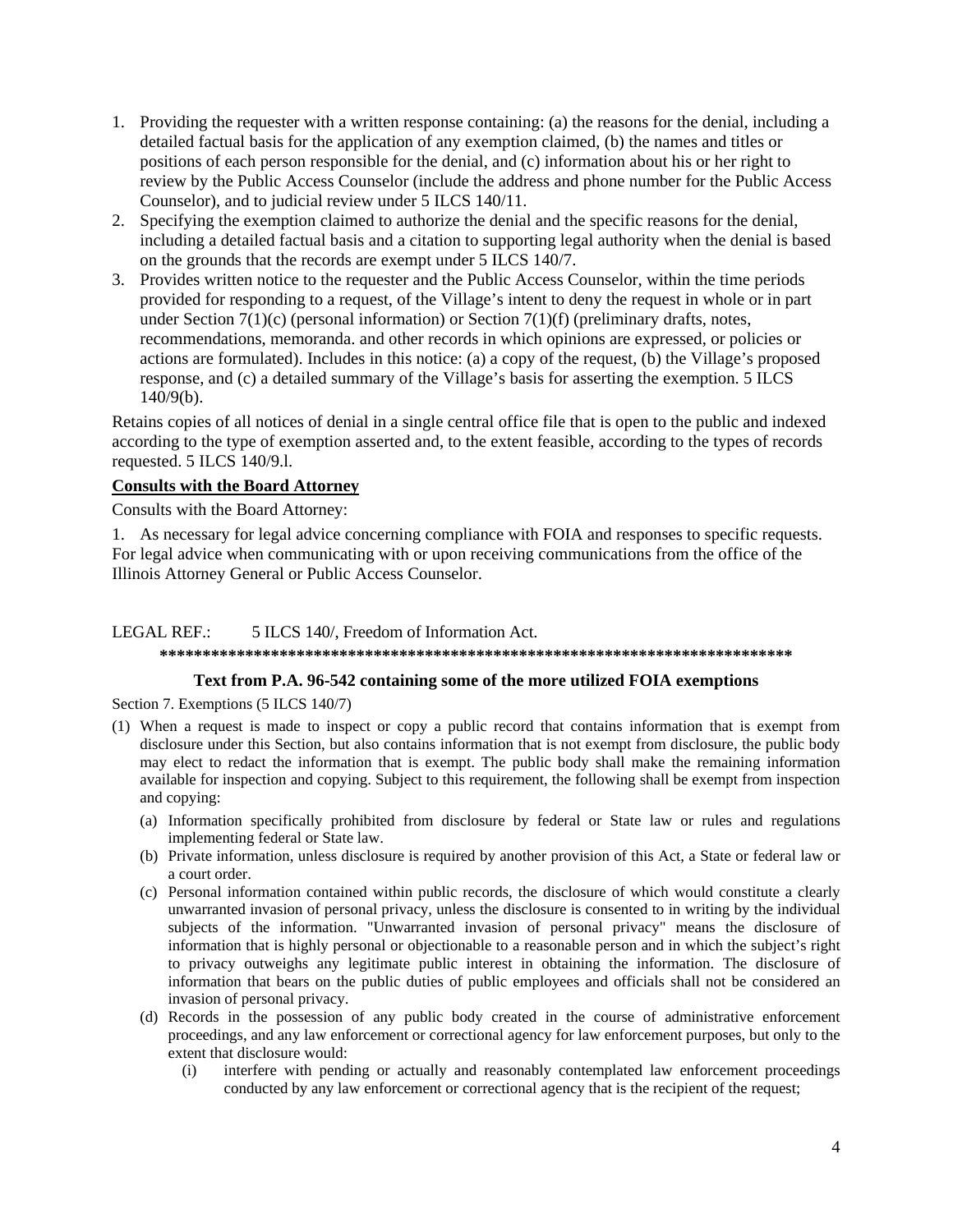1. Providing the requester with a written response containing: (a) the reasons for the denial, including a detailed factual basis for the application of any exemption claimed, (b) the names and titles or positions of each person responsible for the denial, and (c) information about his or her right to review by the Public Access Counselor (include the address and phone number for the Public Access Counselor), and to judicial review under 5 ILCS 140/11.
2. Specifying the exemption claimed to authorize the denial and the specific reasons for the denial, including a detailed factual basis and a citation to supporting legal authority when the denial is based on the grounds that the records are exempt under 5 ILCS 140/7.
3. Provides written notice to the requester and the Public Access Counselor, within the time periods provided for responding to a request, of the Village's intent to deny the request in whole or in part under Section 7(1)(c) (personal information) or Section 7(1)(f) (preliminary drafts, notes, recommendations, memoranda. and other records in which opinions are expressed, or policies or actions are formulated). Includes in this notice: (a) a copy of the request, (b) the Village's proposed response, and (c) a detailed summary of the Village's basis for asserting the exemption. 5 ILCS 140/9(b).

Retains copies of all notices of denial in a single central office file that is open to the public and indexed according to the type of exemption asserted and, to the extent feasible, according to the types of records requested. 5 ILCS 140/9.l.

**Consults with the Board Attorney**

Consults with the Board Attorney:

1. As necessary for legal advice concerning compliance with FOIA and responses to specific requests. For legal advice when communicating with or upon receiving communications from the office of the Illinois Attorney General or Public Access Counselor.

LEGAL REF.: 5 ILCS 140/, Freedom of Information Act.

**************************************************************************

**Text from P.A. 96-542 containing some of the more utilized FOIA exemptions**

Section 7. Exemptions (5 ILCS 140/7)

(1) When a request is made to inspect or copy a public record that contains information that is exempt from disclosure under this Section, but also contains information that is not exempt from disclosure, the public body may elect to redact the information that is exempt. The public body shall make the remaining information available for inspection and copying. Subject to this requirement, the following shall be exempt from inspection and copying:

   (a) Information specifically prohibited from disclosure by federal or State law or rules and regulations implementing federal or State law.

   (b) Private information, unless disclosure is required by another provision of this Act, a State or federal law or a court order.

   (c) Personal information contained within public records, the disclosure of which would constitute a clearly unwarranted invasion of personal privacy, unless the disclosure is consented to in writing by the individual subjects of the information. "Unwarranted invasion of personal privacy" means the disclosure of information that is highly personal or objectionable to a reasonable person and in which the subject's right to privacy outweighs any legitimate public interest in obtaining the information. The disclosure of information that bears on the public duties of public employees and officials shall not be considered an invasion of personal privacy.

   (d) Records in the possession of any public body created in the course of administrative enforcement proceedings, and any law enforcement or correctional agency for law enforcement purposes, but only to the extent that disclosure would:

      (i) interfere with pending or actually and reasonably contemplated law enforcement proceedings conducted by any law enforcement or correctional agency that is the recipient of the request;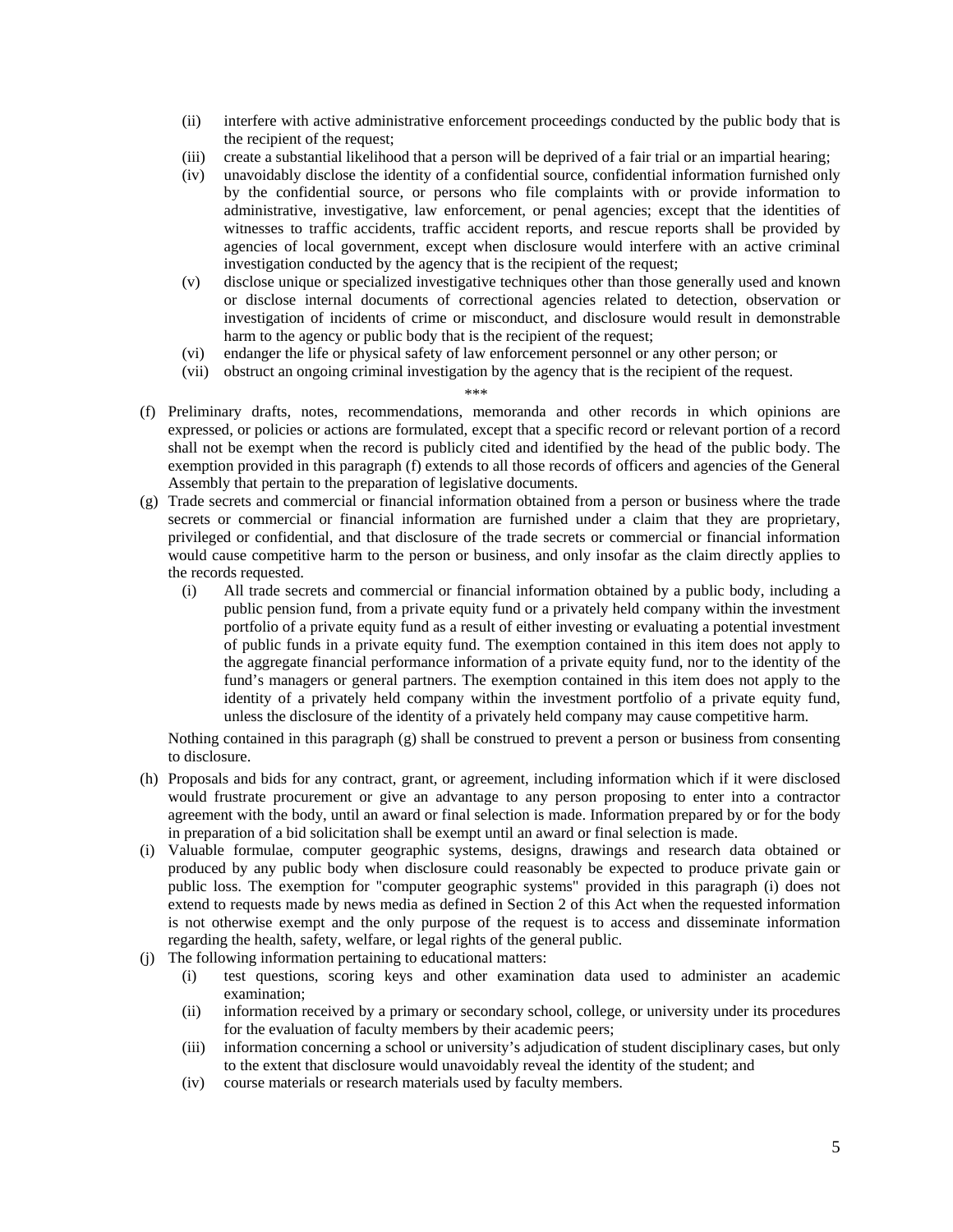- (ii) interfere with active administrative enforcement proceedings conducted by the public body that is the recipient of the request;
- (iii) create a substantial likelihood that a person will be deprived of a fair trial or an impartial hearing;
- (iv) unavoidably disclose the identity of a confidential source, confidential information furnished only by the confidential source, or persons who file complaints with or provide information to administrative, investigative, law enforcement, or penal agencies; except that the identities of witnesses to traffic accidents, traffic accident reports, and rescue reports shall be provided by agencies of local government, except when disclosure would interfere with an active criminal investigation conducted by the agency that is the recipient of the request;
- (v) disclose unique or specialized investigative techniques other than those generally used and known or disclose internal documents of correctional agencies related to detection, observation or investigation of incidents of crime or misconduct, and disclosure would result in demonstrable harm to the agency or public body that is the recipient of the request;
- (vi) endanger the life or physical safety of law enforcement personnel or any other person; or
- (vii) obstruct an ongoing criminal investigation by the agency that is the recipient of the request.

\*\*\*

(f) Preliminary drafts, notes, recommendations, memoranda and other records in which opinions are expressed, or policies or actions are formulated, except that a specific record or relevant portion of a record shall not be exempt when the record is publicly cited and identified by the head of the public body. The exemption provided in this paragraph (f) extends to all those records of officers and agencies of the General Assembly that pertain to the preparation of legislative documents.

(g) Trade secrets and commercial or financial information obtained from a person or business where the trade secrets or commercial or financial information are furnished under a claim that they are proprietary, privileged or confidential, and that disclosure of the trade secrets or commercial or financial information would cause competitive harm to the person or business, and only insofar as the claim directly applies to the records requested.

- (i) All trade secrets and commercial or financial information obtained by a public body, including a public pension fund, from a private equity fund or a privately held company within the investment portfolio of a private equity fund as a result of either investing or evaluating a potential investment of public funds in a private equity fund. The exemption contained in this item does not apply to the aggregate financial performance information of a private equity fund, nor to the identity of the fund's managers or general partners. The exemption contained in this item does not apply to the identity of a privately held company within the investment portfolio of a private equity fund, unless the disclosure of the identity of a privately held company may cause competitive harm.

Nothing contained in this paragraph (g) shall be construed to prevent a person or business from consenting to disclosure.

(h) Proposals and bids for any contract, grant, or agreement, including information which if it were disclosed would frustrate procurement or give an advantage to any person proposing to enter into a contractor agreement with the body, until an award or final selection is made. Information prepared by or for the body in preparation of a bid solicitation shall be exempt until an award or final selection is made.

(i) Valuable formulae, computer geographic systems, designs, drawings and research data obtained or produced by any public body when disclosure could reasonably be expected to produce private gain or public loss. The exemption for "computer geographic systems" provided in this paragraph (i) does not extend to requests made by news media as defined in Section 2 of this Act when the requested information is not otherwise exempt and the only purpose of the request is to access and disseminate information regarding the health, safety, welfare, or legal rights of the general public.

(j) The following information pertaining to educational matters:

- (i) test questions, scoring keys and other examination data used to administer an academic examination;
- (ii) information received by a primary or secondary school, college, or university under its procedures for the evaluation of faculty members by their academic peers;
- (iii) information concerning a school or university's adjudication of student disciplinary cases, but only to the extent that disclosure would unavoidably reveal the identity of the student; and
- (iv) course materials or research materials used by faculty members.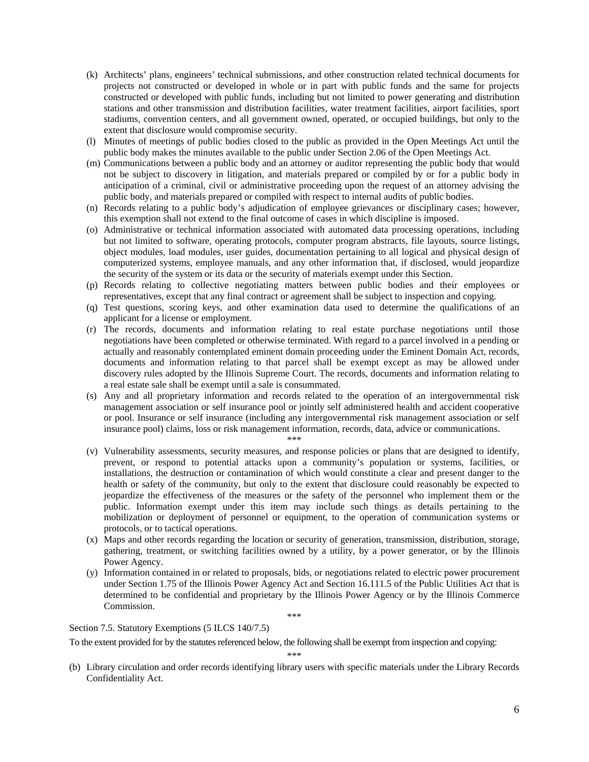(k) Architects' plans, engineers' technical submissions, and other construction related technical documents for projects not constructed or developed in whole or in part with public funds and the same for projects constructed or developed with public funds, including but not limited to power generating and distribution stations and other transmission and distribution facilities, water treatment facilities, airport facilities, sport stadiums, convention centers, and all government owned, operated, or occupied buildings, but only to the extent that disclosure would compromise security.

(l) Minutes of meetings of public bodies closed to the public as provided in the Open Meetings Act until the public body makes the minutes available to the public under Section 2.06 of the Open Meetings Act.

(m) Communications between a public body and an attorney or auditor representing the public body that would not be subject to discovery in litigation, and materials prepared or compiled by or for a public body in anticipation of a criminal, civil or administrative proceeding upon the request of an attorney advising the public body, and materials prepared or compiled with respect to internal audits of public bodies.

(n) Records relating to a public body's adjudication of employee grievances or disciplinary cases; however, this exemption shall not extend to the final outcome of cases in which discipline is imposed.

(o) Administrative or technical information associated with automated data processing operations, including but not limited to software, operating protocols, computer program abstracts, file layouts, source listings, object modules, load modules, user guides, documentation pertaining to all logical and physical design of computerized systems, employee manuals, and any other information that, if disclosed, would jeopardize the security of the system or its data or the security of materials exempt under this Section.

(p) Records relating to collective negotiating matters between public bodies and their employees or representatives, except that any final contract or agreement shall be subject to inspection and copying.

(q) Test questions, scoring keys, and other examination data used to determine the qualifications of an applicant for a license or employment.

(r) The records, documents and information relating to real estate purchase negotiations until those negotiations have been completed or otherwise terminated. With regard to a parcel involved in a pending or actually and reasonably contemplated eminent domain proceeding under the Eminent Domain Act, records, documents and information relating to that parcel shall be exempt except as may be allowed under discovery rules adopted by the Illinois Supreme Court. The records, documents and information relating to a real estate sale shall be exempt until a sale is consummated.

(s) Any and all proprietary information and records related to the operation of an intergovernmental risk management association or self insurance pool or jointly self administered health and accident cooperative or pool. Insurance or self insurance (including any intergovernmental risk management association or self insurance pool) claims, loss or risk management information, records, data, advice or communications.

\*\*\*

(v) Vulnerability assessments, security measures, and response policies or plans that are designed to identify, prevent, or respond to potential attacks upon a community's population or systems, facilities, or installations, the destruction or contamination of which would constitute a clear and present danger to the health or safety of the community, but only to the extent that disclosure could reasonably be expected to jeopardize the effectiveness of the measures or the safety of the personnel who implement them or the public. Information exempt under this item may include such things as details pertaining to the mobilization or deployment of personnel or equipment, to the operation of communication systems or protocols, or to tactical operations.

(x) Maps and other records regarding the location or security of generation, transmission, distribution, storage, gathering, treatment, or switching facilities owned by a utility, by a power generator, or by the Illinois Power Agency.

(y) Information contained in or related to proposals, bids, or negotiations related to electric power procurement under Section 1.75 of the Illinois Power Agency Act and Section 16.111.5 of the Public Utilities Act that is determined to be confidential and proprietary by the Illinois Power Agency or by the Illinois Commerce Commission.

\*\*\*

Section 7.5. Statutory Exemptions (5 ILCS 140/7.5)

To the extent provided for by the statutes referenced below, the following shall be exempt from inspection and copying:

\*\*\*

(b) Library circulation and order records identifying library users with specific materials under the Library Records Confidentiality Act.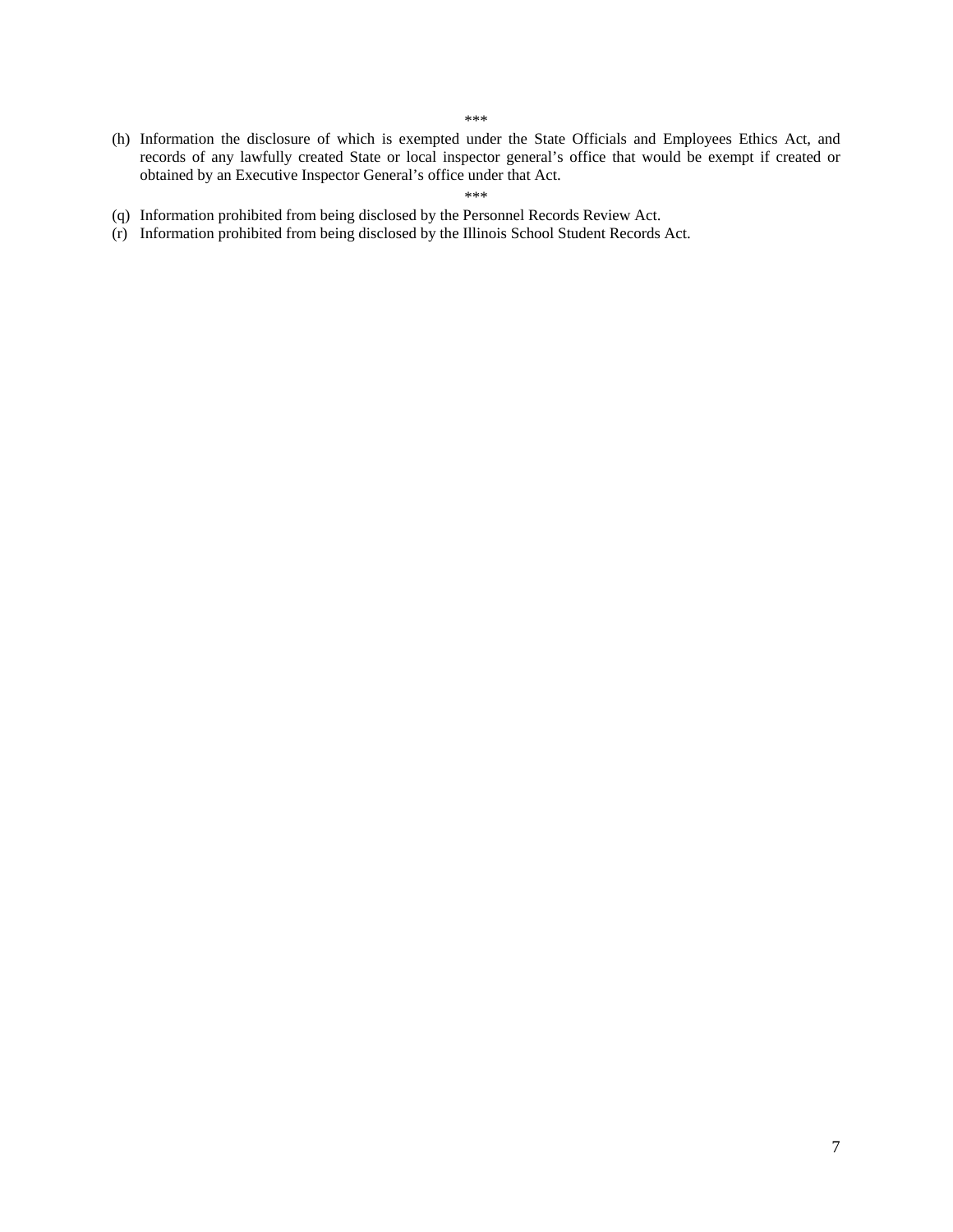\*\*\*

(h) Information the disclosure of which is exempted under the State Officials and Employees Ethics Act, and records of any lawfully created State or local inspector general's office that would be exempt if created or obtained by an Executive Inspector General's office under that Act.

\*\*\*

(q) Information prohibited from being disclosed by the Personnel Records Review Act.

(r) Information prohibited from being disclosed by the Illinois School Student Records Act.